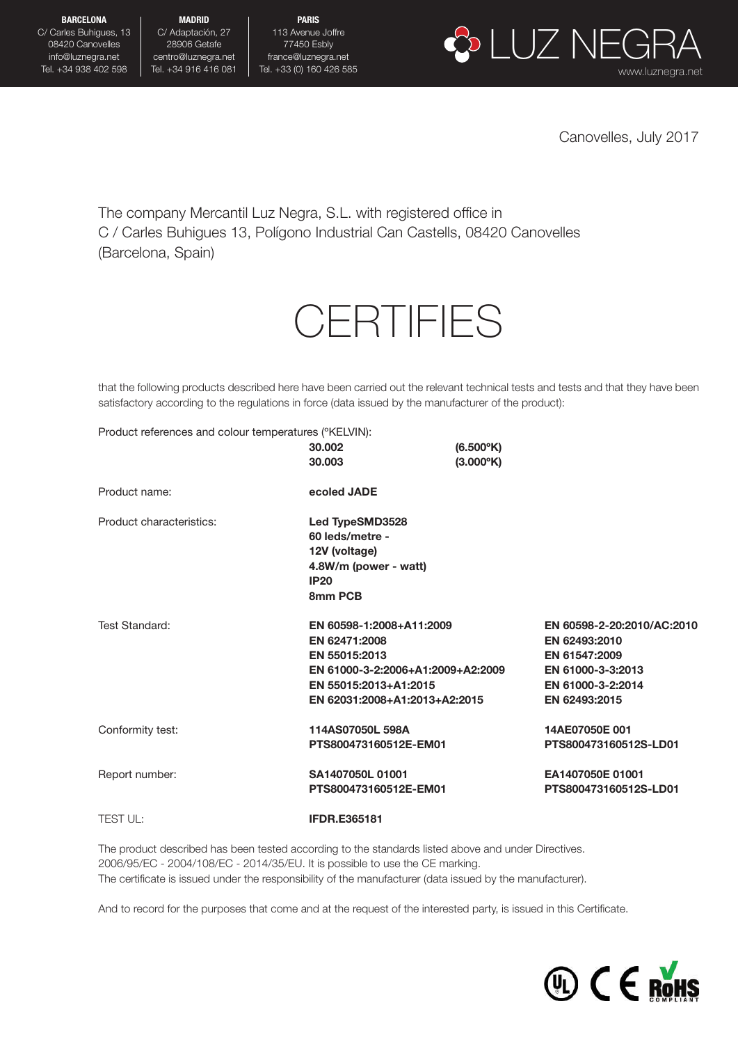**BARCELONA**
C/ Carles Buhigues, 13
08420 Canovelles
info@luznegra.net
Tel. +34 938 402 598

**MADRID**
C/ Adaptación, 27
28906 Getafe
centro@luznegra.net
Tel. +34 916 416 081

**PARIS**
113 Avenue Joffre
77450 Esbly
france@luznegra.net
Tel. +33 (0) 160 426 585

LUZ NEGRA
www.luznegra.net

Canovelles, July 2017

The company Mercantil Luz Negra, S.L. with registered office in
C / Carles Buhigues 13, Polígono Industrial Can Castells, 08420 Canovelles
(Barcelona, Spain)

# CERTIFIES

that the following products described here have been carried out the relevant technical tests and tests and that they have been satisfactory according to the regulations in force (data issued by the manufacturer of the product):

| | | |
|---|---|---|
| Product references and colour temperatures (ºKELVIN): | **30.002** | **(6.500ºK)** |
| | **30.003** | **(3.000ºK)** |
| Product name: | **ecoled JADE** | |
| Product characteristics: | **Led TypeSMD3528**<br>**60 leds/metre -**<br>**12V (voltage)**<br>**4.8W/m (power - watt)**<br>**IP20**<br>**8mm PCB** | |
| Test Standard: | **EN 60598-1:2008+A11:2009**<br>**EN 62471:2008**<br>**EN 55015:2013**<br>**EN 61000-3-2:2006+A1:2009+A2:2009**<br>**EN 55015:2013+A1:2015**<br>**EN 62031:2008+A1:2013+A2:2015** | **EN 60598-2-20:2010/AC:2010**<br>**EN 62493:2010**<br>**EN 61547:2009**<br>**EN 61000-3-3:2013**<br>**EN 61000-3-2:2014**<br>**EN 62493:2015** |
| Conformity test: | **114AS07050L 598A**<br>**PTS800473160512E-EM01** | **14AE07050E 001**<br>**PTS800473160512S-LD01** |
| Report number: | **SA1407050L 01001**<br>**PTS800473160512E-EM01** | **EA1407050E 01001**<br>**PTS800473160512S-LD01** |
| TEST UL: | **IFDR.E365181** | |

The product described has been tested according to the standards listed above and under Directives.
2006/95/EC - 2004/108/EC - 2014/35/EU. It is possible to use the CE marking.
The certificate is issued under the responsibility of the manufacturer (data issued by the manufacturer).

And to record for the purposes that come and at the request of the interested party, is issued in this Certificate.

UL CE RoHS COMPLIANT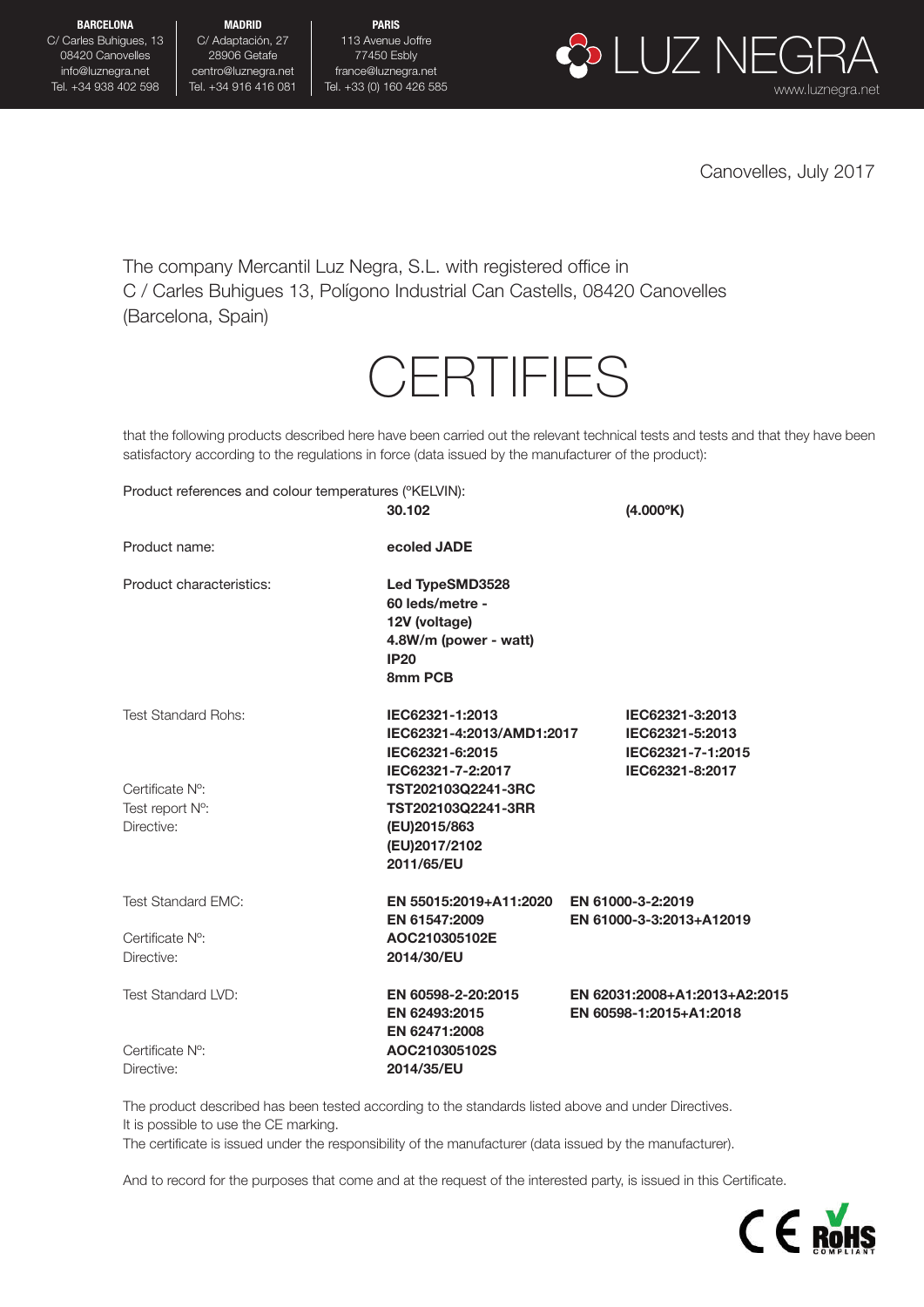BARCELONA
C/ Carles Buhigues, 13
08420 Canovelles
info@luznegra.net
Tel. +34 938 402 598

MADRID
C/ Adaptación, 27
28906 Getafe
centro@luznegra.net
Tel. +34 916 416 081

PARIS
113 Avenue Joffre
77450 Esbly
france@luznegra.net
Tel. +33 (0) 160 426 585

LUZ NEGRA
www.luznegra.net

Canovelles, July 2017

The company Mercantil Luz Negra, S.L. with registered office in C / Carles Buhigues 13, Polígono Industrial Can Castells, 08420 Canovelles (Barcelona, Spain)

# CERTIFIES

that the following products described here have been carried out the relevant technical tests and tests and that they have been satisfactory according to the regulations in force (data issued by the manufacturer of the product):

| | | |
|---|---|---|
| Product references and colour temperatures (ºKELVIN): | **30.102** | **(4.000ºK)** |
| Product name: | **ecoled JADE** | |
| Product characteristics: | **Led TypeSMD3528**<br>**60 leds/metre -**<br>**12V (voltage)**<br>**4.8W/m (power - watt)**<br>**IP20**<br>**8mm PCB** | |
| Test Standard Rohs: | **IEC62321-1:2013**<br>**IEC62321-4:2013/AMD1:2017**<br>**IEC62321-6:2015**<br>**IEC62321-7-2:2017** | **IEC62321-3:2013**<br>**IEC62321-5:2013**<br>**IEC62321-7-1:2015**<br>**IEC62321-8:2017** |
| Certificate Nº: | **TST202103Q2241-3RC** | |
| Test report Nº: | **TST202103Q2241-3RR** | |
| Directive: | **(EU)2015/863**<br>**(EU)2017/2102**<br>**2011/65/EU** | |
| Test Standard EMC: | **EN 55015:2019+A11:2020**<br>**EN 61547:2009** | **EN 61000-3-2:2019**<br>**EN 61000-3-3:2013+A12019** |
| Certificate Nº: | **AOC210305102E** | |
| Directive: | **2014/30/EU** | |
| Test Standard LVD: | **EN 60598-2-20:2015**<br>**EN 62493:2015**<br>**EN 62471:2008** | **EN 62031:2008+A1:2013+A2:2015**<br>**EN 60598-1:2015+A1:2018** |
| Certificate Nº: | **AOC210305102S** | |
| Directive: | **2014/35/EU** | |

The product described has been tested according to the standards listed above and under Directives.
It is possible to use the CE marking.
The certificate is issued under the responsibility of the manufacturer (data issued by the manufacturer).

And to record for the purposes that come and at the request of the interested party, is issued in this Certificate.

CE RoHS COMPLIANT